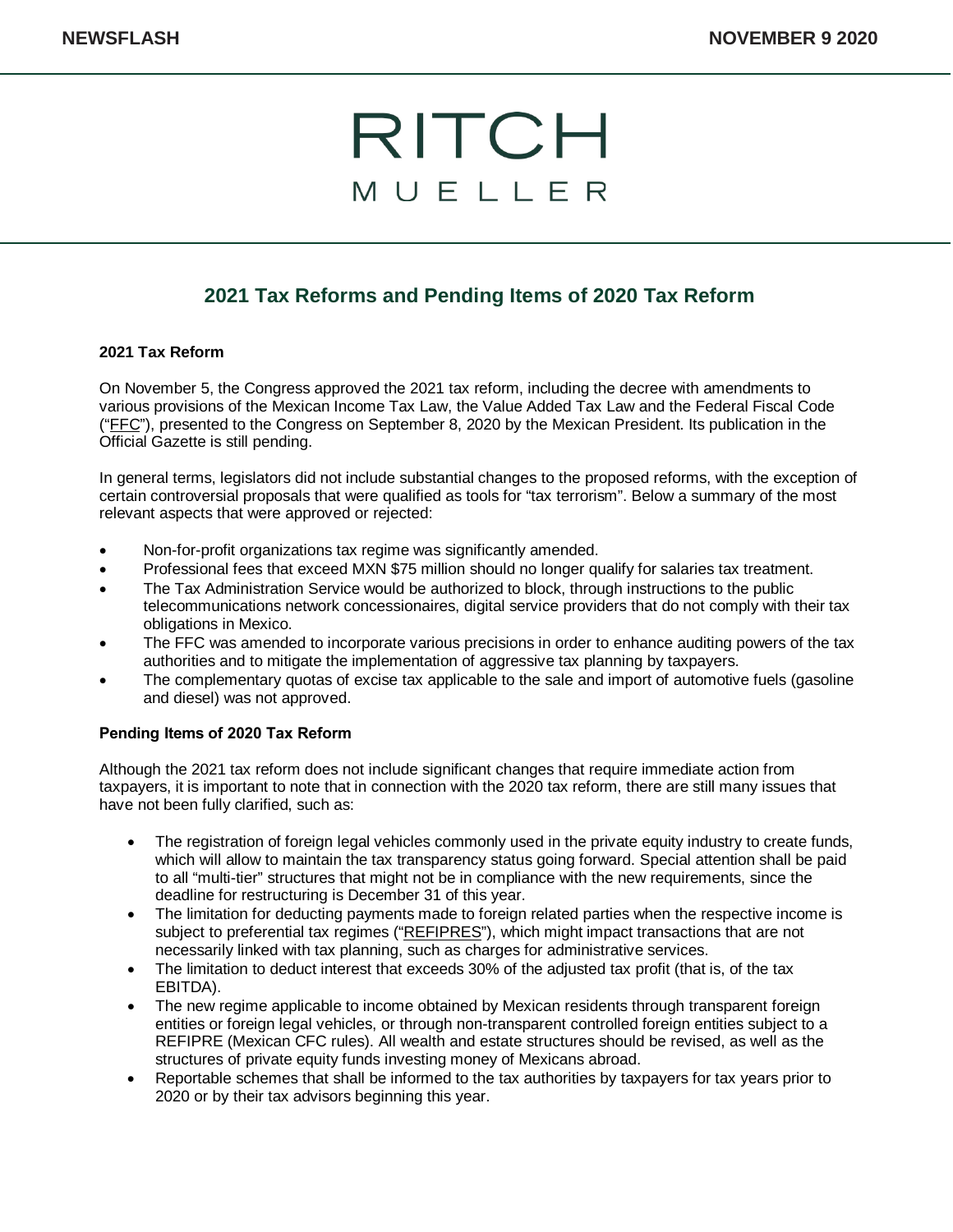# 2021 Tax Reforms and Pending Items of 2020 Tax Reform

### 2021 Tax Reform

On November 5, the Congress approved the 2021 tax reform, including the decree with amendments to various provisions of the Mexican Income Tax Law, the Value Added Tax Law and the Federal Fiscal Code ("FFC"), presented to the Congress on September 8, 2020 by the Mexican President. Its publication in the Official Gazette is still pending.

In general terms, legislators did not include substantial changes to the proposed reforms, with the exception of certain controversial proposals that were qualified as tools for "tax terrorism". Below a summary of the most relevant aspects that were approved or rejected:

- Non-for-profit organizations tax regime was significantly amended.
- Professional fees that exceed MXN $75 million should no longer qualify for salaries tax treatment.
- The Tax Administration Service would be authorized to block, through instructions to the public telecommunications network concessionaires, digital service providers that do not comply with their tax obligations in Mexico.
- The FFC was amended to incorporate various precisions in order to enhance auditing powers of the tax authorities and to mitigate the implementation of aggressive tax planning by taxpayers.
- The complementary quotas of excise tax applicable to the sale and import of automotive fuels (gasoline and diesel) was not approved.

### Pending Items of 2020 Tax Reform

Although the 2021 tax reform does not include significant changes that require immediate action from taxpayers, it is important to note that in connection with the 2020 tax reform, there are still many issues that have not been fully clarified, such as:

- The registration of foreign legal vehicles commonly used in the private equity industry to create funds, which will allow to maintain the tax transparency status going forward. Special attention shall be paid to all "multi-tier" structures that might not be in compliance with the new requirements, since the deadline for restructuring is December 31 of this year.
- The limitation for deducting payments made to foreign related parties when the respective income is subject to preferential tax regimes ("REFIPRES"), which might impact transactions that are not necessarily linked with tax planning, such as charges for administrative services.
- The limitation to deduct interest that exceeds 30% of the adjusted tax profit (that is, of the tax EBITDA).
- The new regime applicable to income obtained by Mexican residents through transparent foreign entities or foreign legal vehicles, or through non-transparent controlled foreign entities subject to a REFIPRE (Mexican CFC rules). All wealth and estate structures should be revised, as well as the structures of private equity funds investing money of Mexicans abroad.
- Reportable schemes that shall be informed to the tax authorities by taxpayers for tax years prior to 2020 or by their tax advisors beginning this year.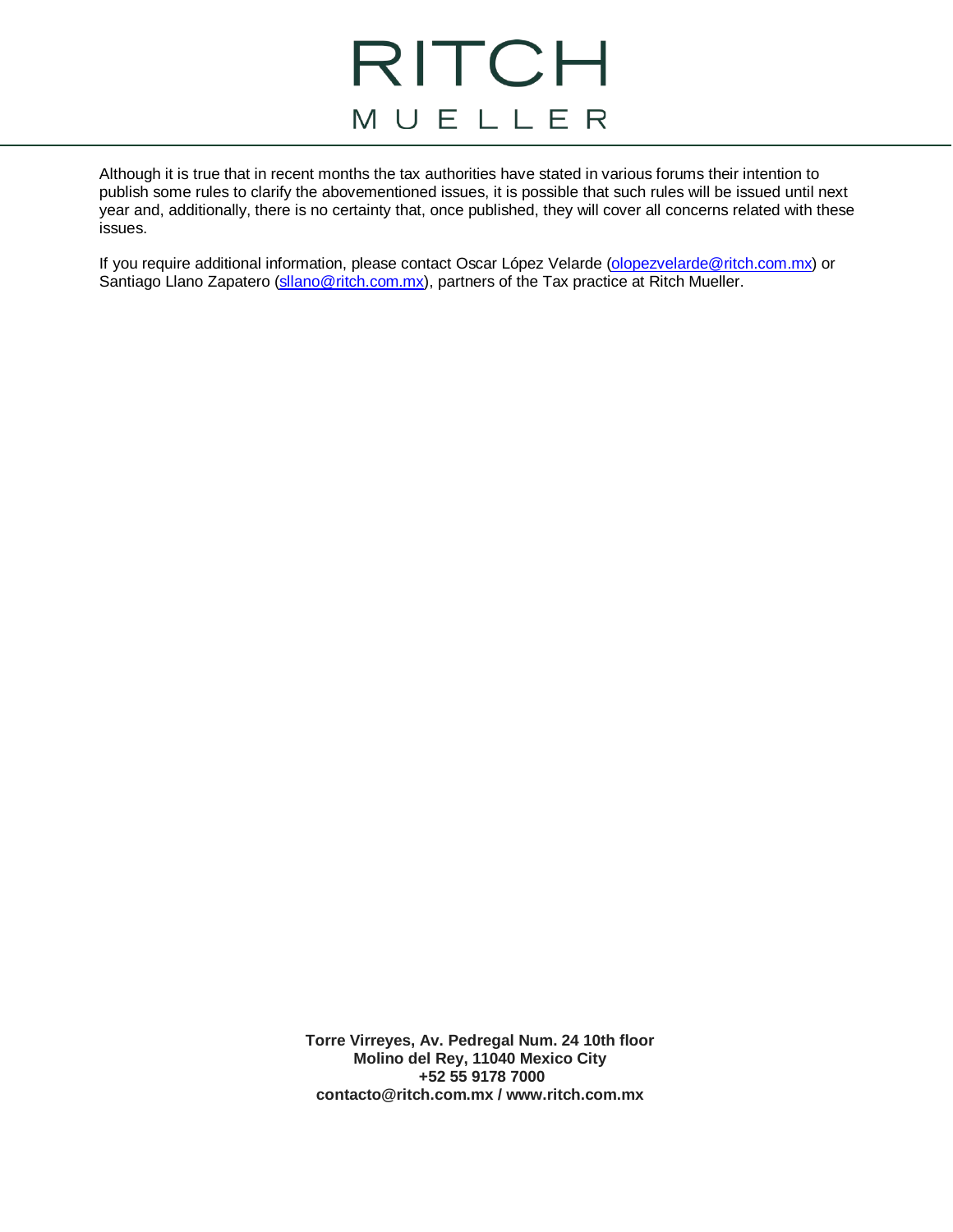Although it is true that in recent months the tax authorities have stated in various forums their intention to publish some rules to clarify the abovementioned issues, it is possible that such rules will be issued until next year and, additionally, there is no certainty that, once published, they will cover all concerns related with these issues.

If you require additional information, please contact Oscar López Velarde (olopezvelarde@ritch.com.mx) or Santiago Llano Zapatero (sllano@ritch.com.mx), partners of the Tax practice at Ritch Mueller.